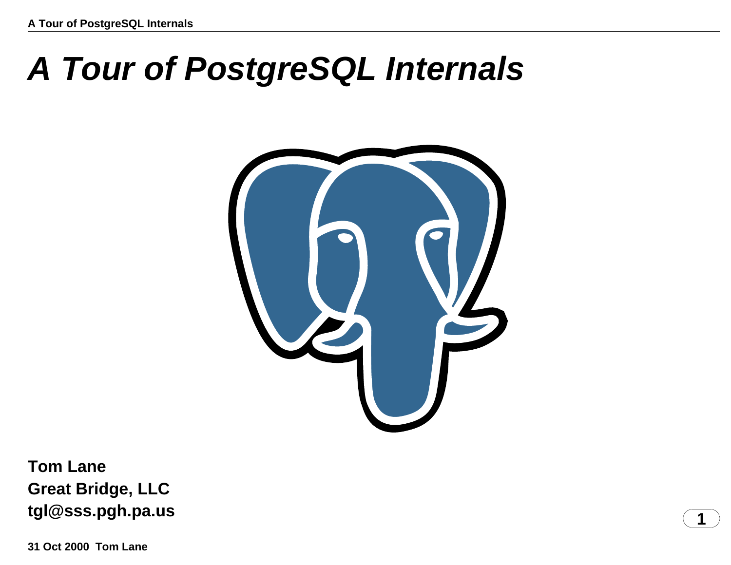# A Tour of PostgreSQL Internals

**Tom Lane**
**Great Bridge, LLC**
**tgl@sss.pgh.pa.us**

**31 Oct 2000 Tom Lane**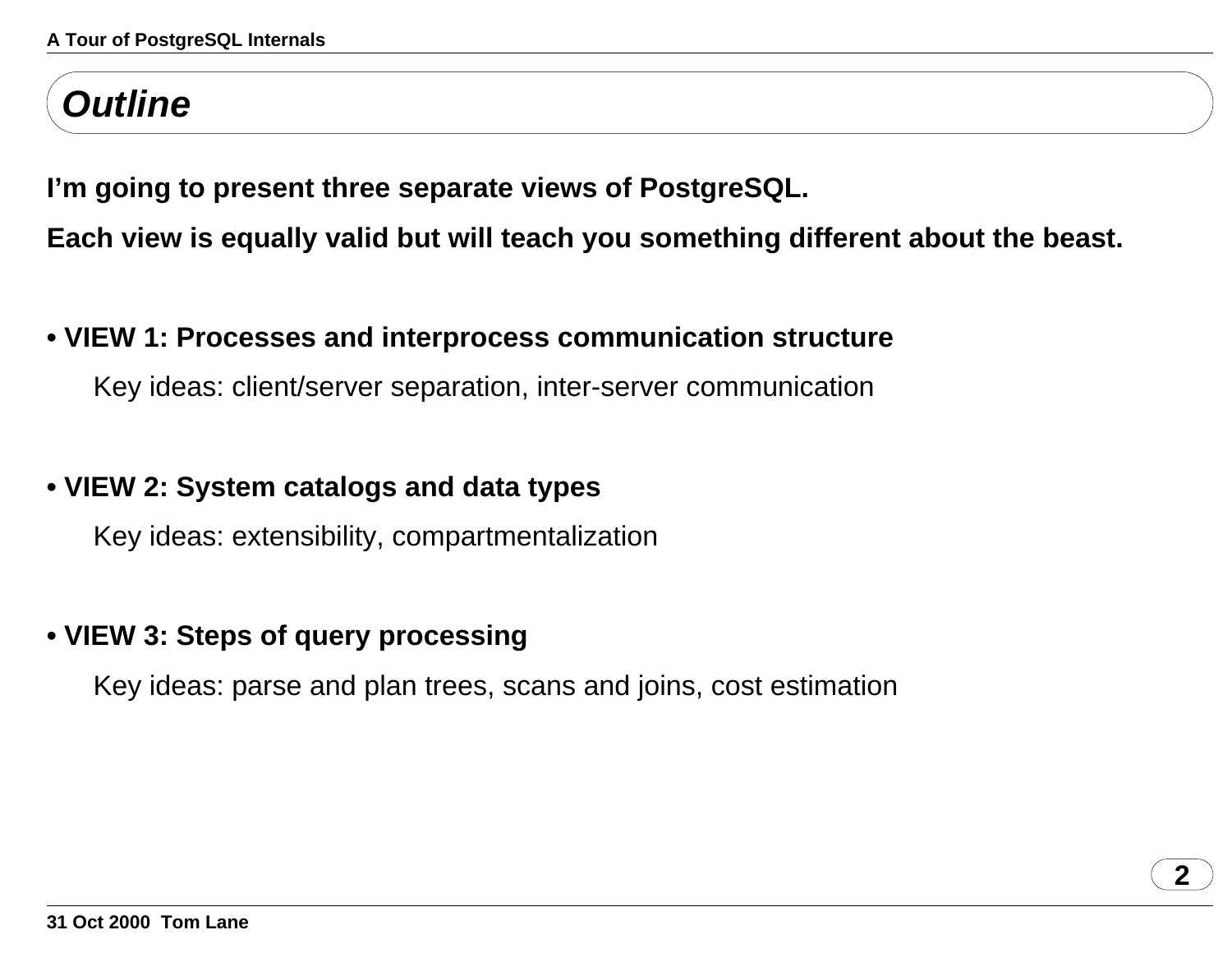# *Outline*

**I'm going to present three separate views of PostgreSQL.**

**Each view is equally valid but will teach you something different about the beast.**

- **VIEW 1: Processes and interprocess communication structure**

  Key ideas: client/server separation, inter-server communication

- **VIEW 2: System catalogs and data types**

  Key ideas: extensibility, compartmentalization

- **VIEW 3: Steps of query processing**

  Key ideas: parse and plan trees, scans and joins, cost estimation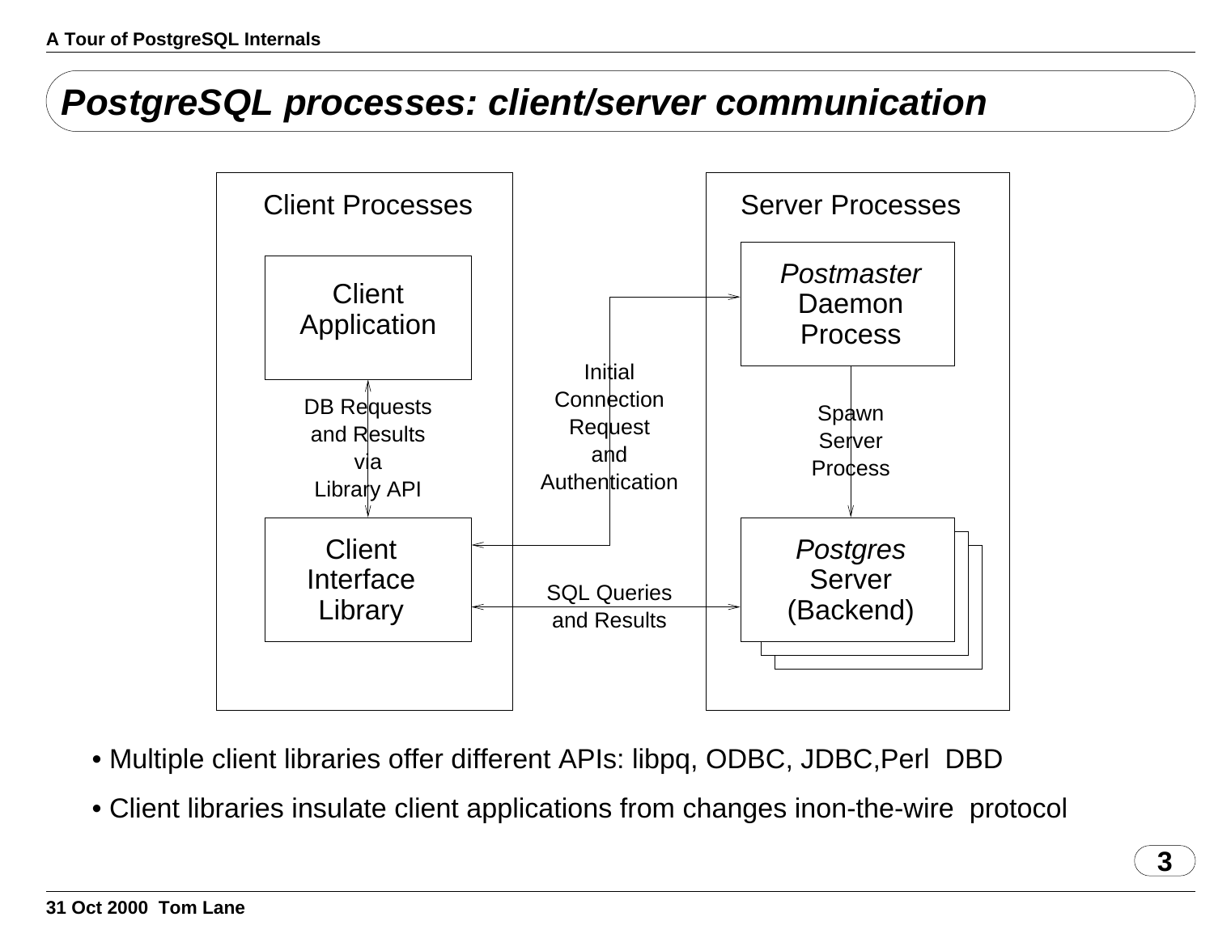# *PostgreSQL processes: client/server communication*

**Client Processes**

- Client Application
- DB Requests and Results via Library API
- Client Interface Library

**Server Processes**

- *Postmaster* Daemon Process
- Spawn Server Process
- *Postgres* Server (Backend)

Initial Connection Request and Authentication

SQL Queries and Results

- Multiple client libraries offer different APIs: libpq, ODBC, JDBC,Perl DBD
- Client libraries insulate client applications from changes inon-the-wire protocol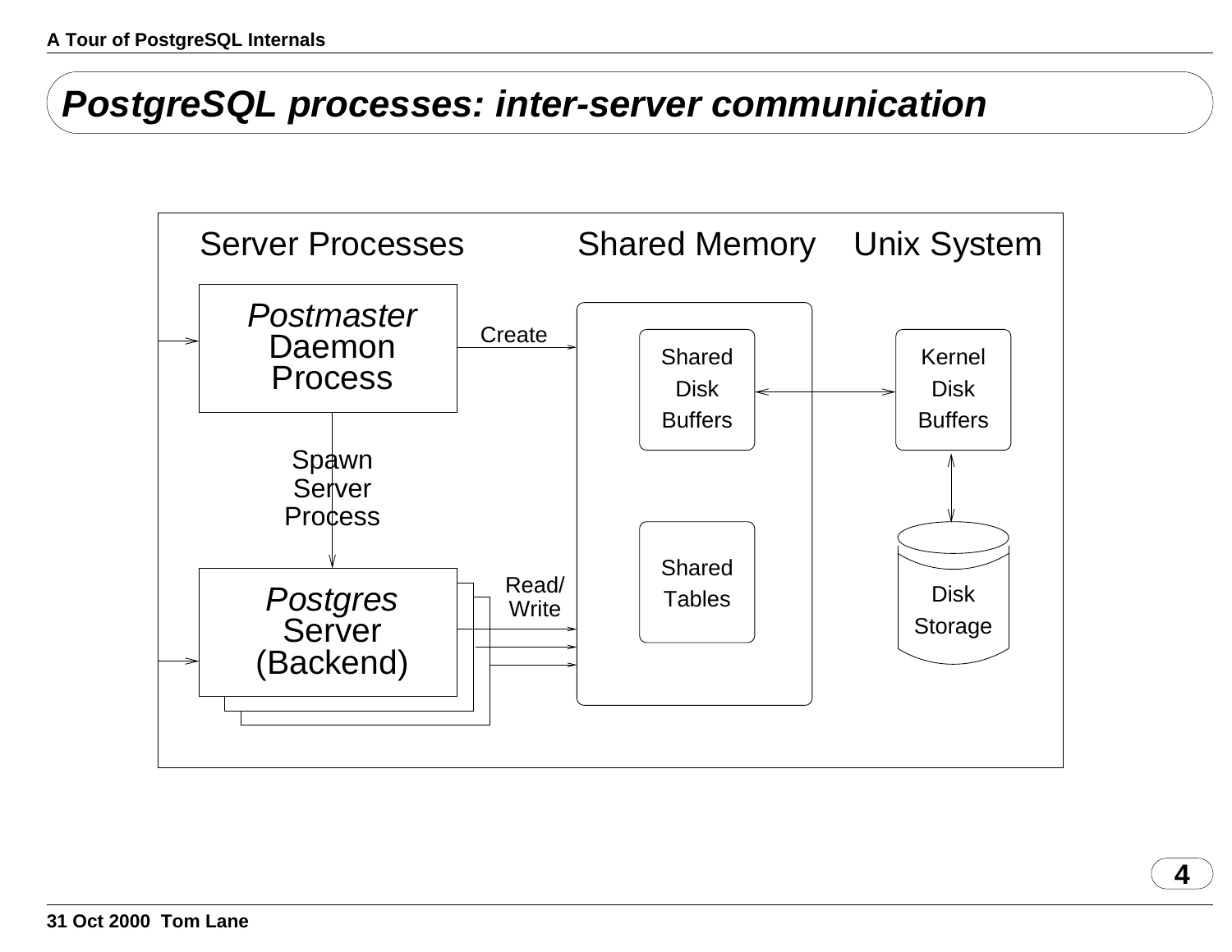# PostgreSQL processes: inter-server communication

Server Processes — Shared Memory — Unix System

*Postmaster* Daemon Process

Create

Spawn Server Process

*Postgres* Server (Backend)

Read/ Write

Shared Disk Buffers

Shared Tables

Kernel Disk Buffers

Disk Storage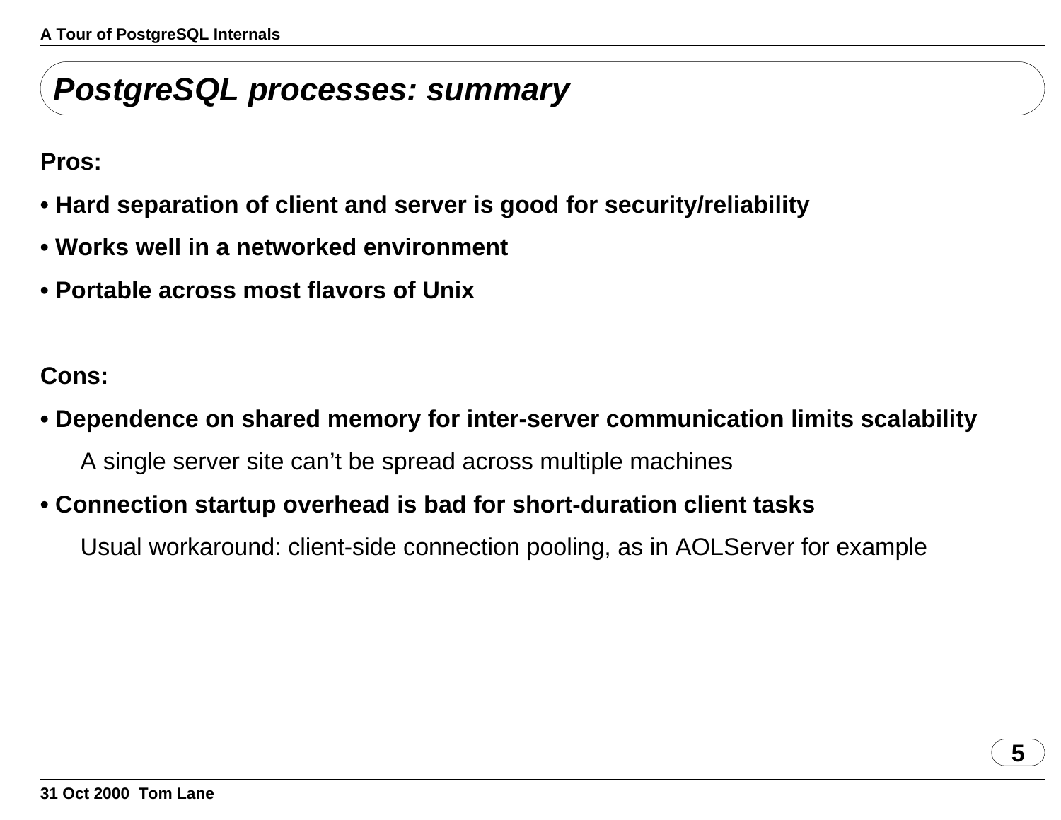# *PostgreSQL processes: summary*

**Pros:**

- **Hard separation of client and server is good for security/reliability**
- **Works well in a networked environment**
- **Portable across most flavors of Unix**

**Cons:**

- **Dependence on shared memory for inter-server communication limits scalability**

  A single server site can't be spread across multiple machines

- **Connection startup overhead is bad for short-duration client tasks**

  Usual workaround: client-side connection pooling, as in AOLServer for example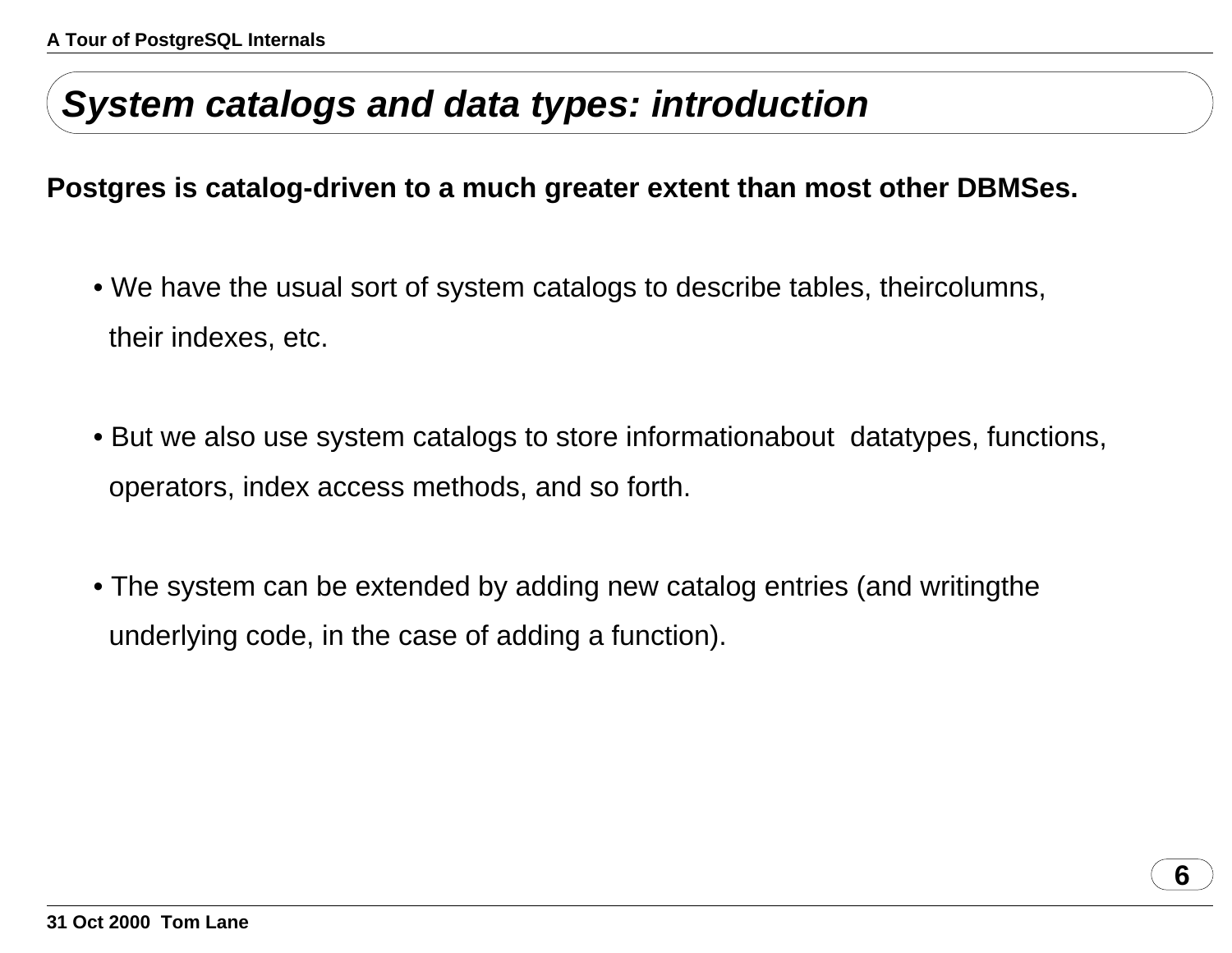# *System catalogs and data types: introduction*

**Postgres is catalog-driven to a much greater extent than most other DBMSes.**

- We have the usual sort of system catalogs to describe tables, theircolumns, their indexes, etc.

- But we also use system catalogs to store informationabout datatypes, functions, operators, index access methods, and so forth.

- The system can be extended by adding new catalog entries (and writingthe underlying code, in the case of adding a function).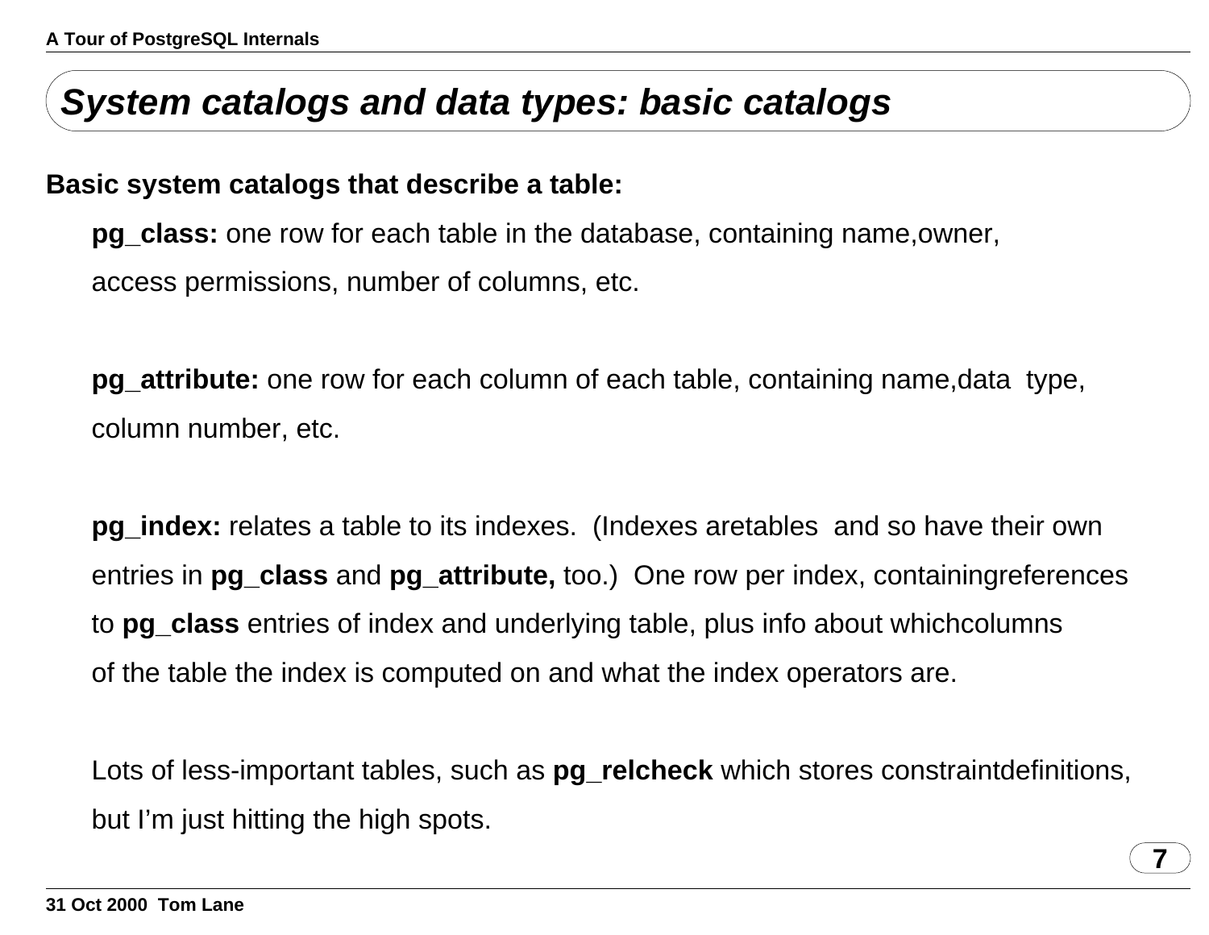## *System catalogs and data types: basic catalogs*

**Basic system catalogs that describe a table:**

**pg_class:** one row for each table in the database, containing name,owner, access permissions, number of columns, etc.

**pg_attribute:** one row for each column of each table, containing name,data type, column number, etc.

**pg_index:** relates a table to its indexes. (Indexes aretables and so have their own entries in **pg_class** and **pg_attribute,** too.) One row per index, containingreferences to **pg_class** entries of index and underlying table, plus info about whichcolumns of the table the index is computed on and what the index operators are.

Lots of less-important tables, such as **pg_relcheck** which stores constraintdefinitions, but I'm just hitting the high spots.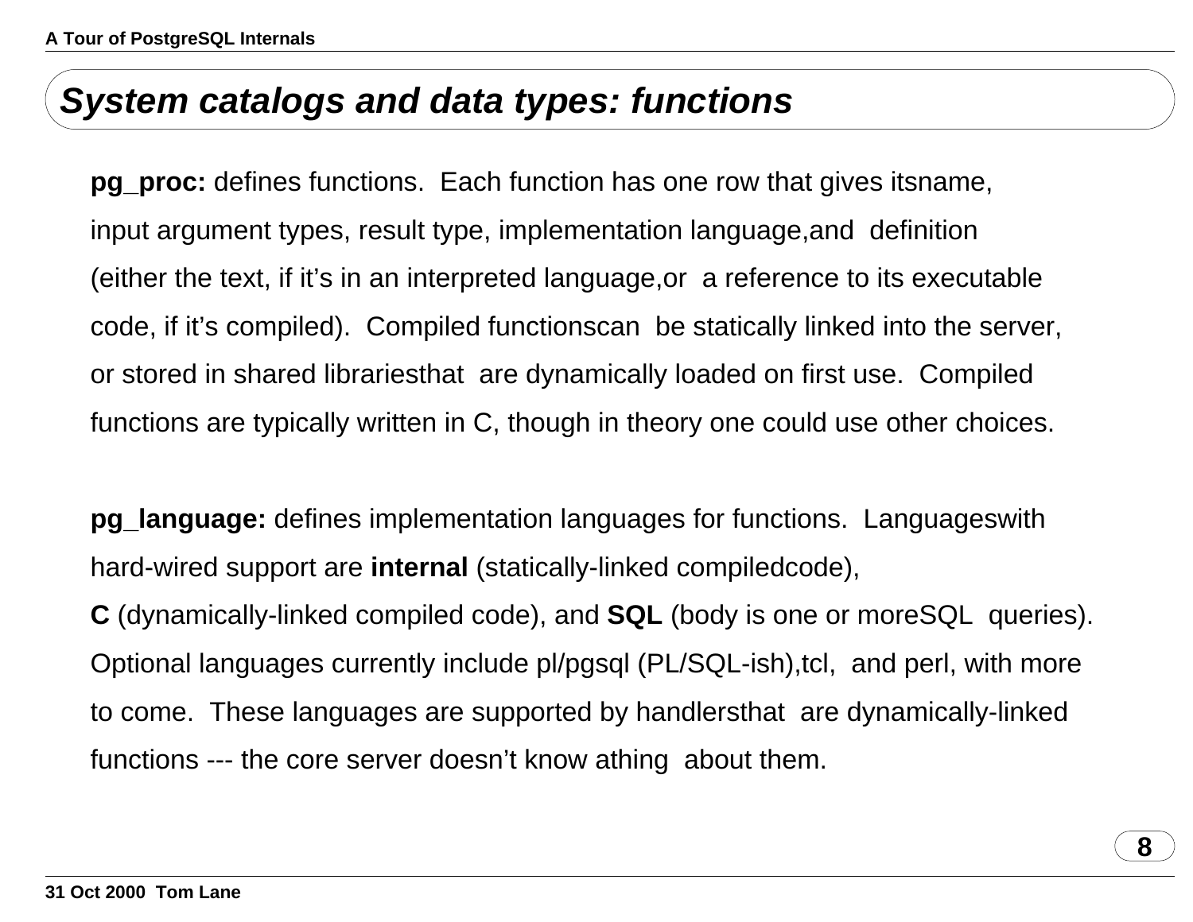## System catalogs and data types: functions

**pg_proc:** defines functions. Each function has one row that gives itsname, input argument types, result type, implementation language,and definition (either the text, if it's in an interpreted language,or a reference to its executable code, if it's compiled). Compiled functionscan be statically linked into the server, or stored in shared librariesthat are dynamically loaded on first use. Compiled functions are typically written in C, though in theory one could use other choices.

**pg_language:** defines implementation languages for functions. Languageswith hard-wired support are **internal** (statically-linked compiledcode), **C** (dynamically-linked compiled code), and **SQL** (body is one or moreSQL queries). Optional languages currently include pl/pgsql (PL/SQL-ish),tcl, and perl, with more to come. These languages are supported by handlersthat are dynamically-linked functions --- the core server doesn't know athing about them.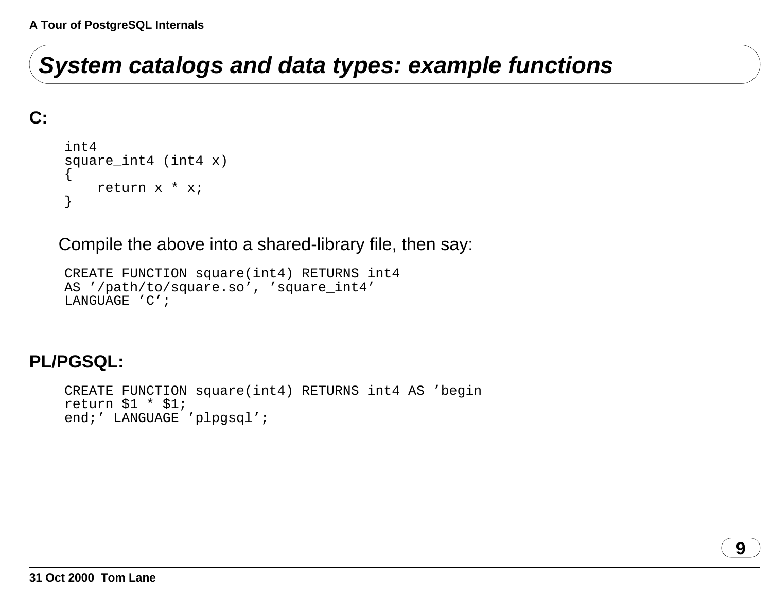# System catalogs and data types: example functions

**C:**

```
int4
square_int4 (int4 x)
{
    return x * x;
}
```

Compile the above into a shared-library file, then say:

```
CREATE FUNCTION square(int4) RETURNS int4
AS ’/path/to/square.so’, ’square_int4’
LANGUAGE ’C’;
```

**PL/PGSQL:**

```
CREATE FUNCTION square(int4) RETURNS int4 AS ’begin
return $1 * $1;
end;’ LANGUAGE ’plpgsql’;
```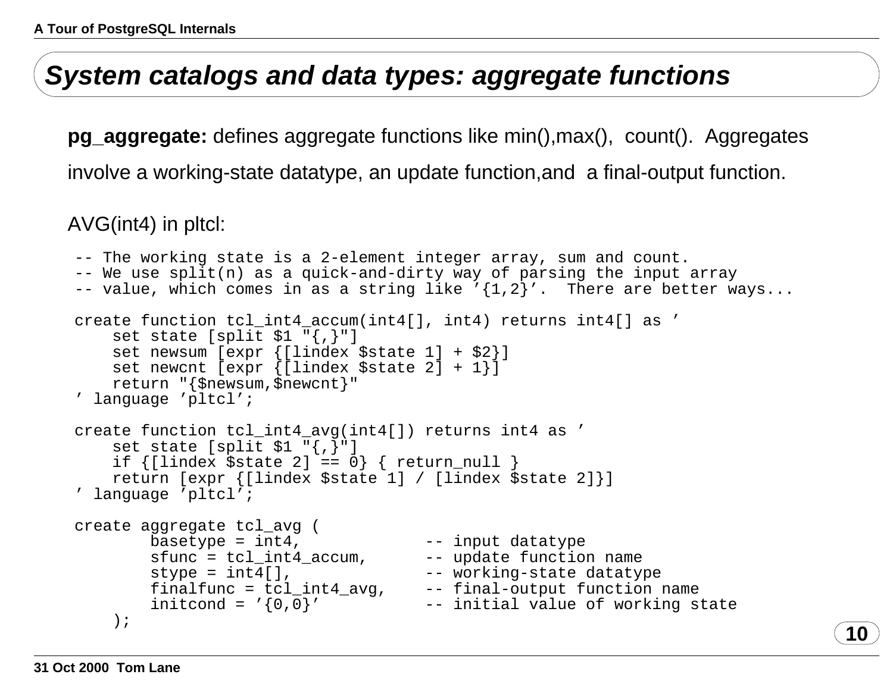# System catalogs and data types: aggregate functions

**pg_aggregate:** defines aggregate functions like min(),max(), count(). Aggregates involve a working-state datatype, an update function,and a final-output function.

AVG(int4) in pltcl:

```
-- The working state is a 2-element integer array, sum and count.
-- We use split(n) as a quick-and-dirty way of parsing the input array
-- value, which comes in as a string like '{1,2}'.  There are better ways...

create function tcl_int4_accum(int4[], int4) returns int4[] as '
    set state [split $1 "{,}"]
    set newsum [expr {[lindex $state 1] + $2}]
    set newcnt [expr {[lindex $state 2] + 1}]
    return "{$newsum,$newcnt}"
' language 'pltcl';

create function tcl_int4_avg(int4[]) returns int4 as '
    set state [split $1 "{,}"]
    if {[lindex $state 2] == 0} { return_null }
    return [expr {[lindex $state 1] / [lindex $state 2]}]
' language 'pltcl';

create aggregate tcl_avg (
        basetype = int4,            -- input datatype
        sfunc = tcl_int4_accum,      -- update function name
        stype = int4[],             -- working-state datatype
        finalfunc = tcl_int4_avg,    -- final-output function name
        initcond = '{0,0}'           -- initial value of working state
    );
```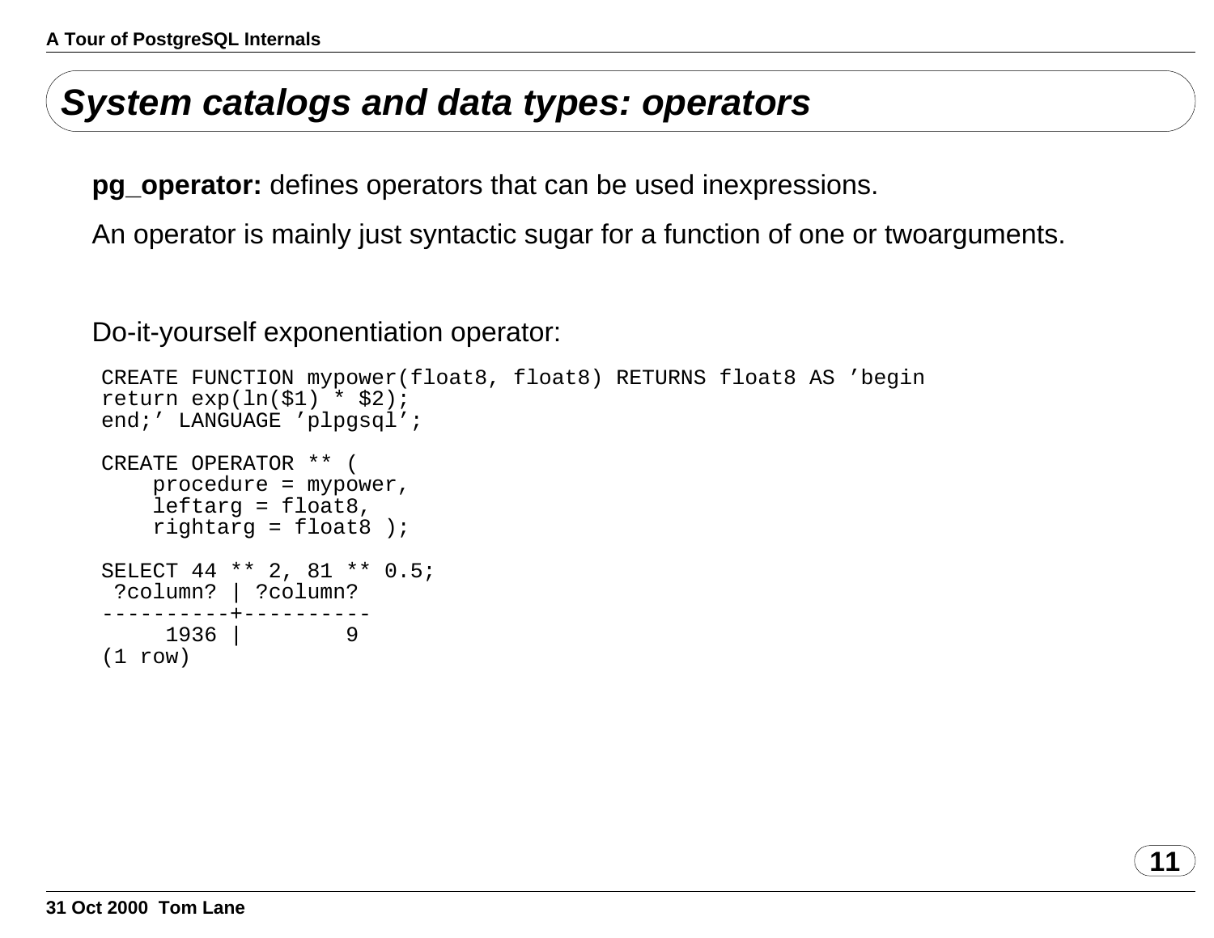## System catalogs and data types: operators

**pg_operator:** defines operators that can be used inexpressions.

An operator is mainly just syntactic sugar for a function of one or twoarguments.

Do-it-yourself exponentiation operator:

```
CREATE FUNCTION mypower(float8, float8) RETURNS float8 AS ’begin
return exp(ln($1) * $2);
end;’ LANGUAGE ’plpgsql’;

CREATE OPERATOR ** (
    procedure = mypower,
    leftarg = float8,
    rightarg = float8 );

SELECT 44 ** 2, 81 ** 0.5;
 ?column? | ?column?
----------+----------
     1936 |        9
(1 row)
```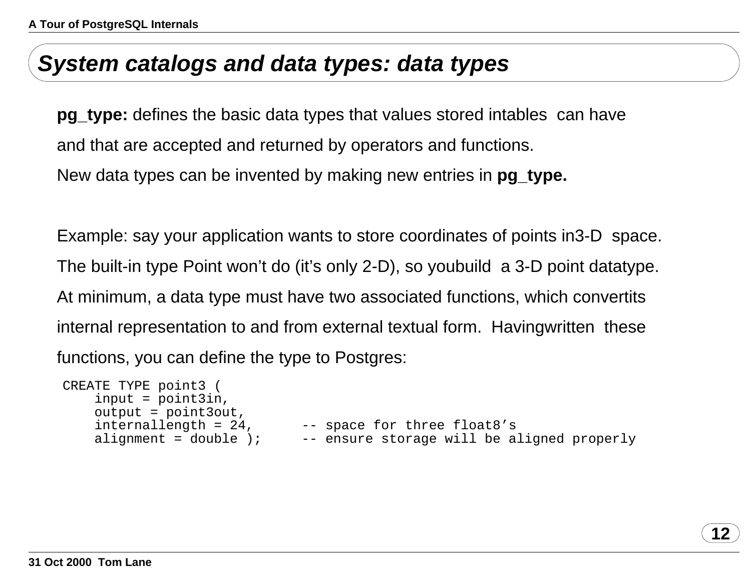## System catalogs and data types: data types

**pg_type:** defines the basic data types that values stored intables can have and that are accepted and returned by operators and functions. New data types can be invented by making new entries in **pg_type.**

Example: say your application wants to store coordinates of points in3-D space. The built-in type Point won't do (it's only 2-D), so youbuild a 3-D point datatype. At minimum, a data type must have two associated functions, which convertits internal representation to and from external textual form. Havingwritten these functions, you can define the type to Postgres:

```
CREATE TYPE point3 (
    input = point3in,
    output = point3out,
    internallength = 24,      -- space for three float8's
    alignment = double );     -- ensure storage will be aligned properly
```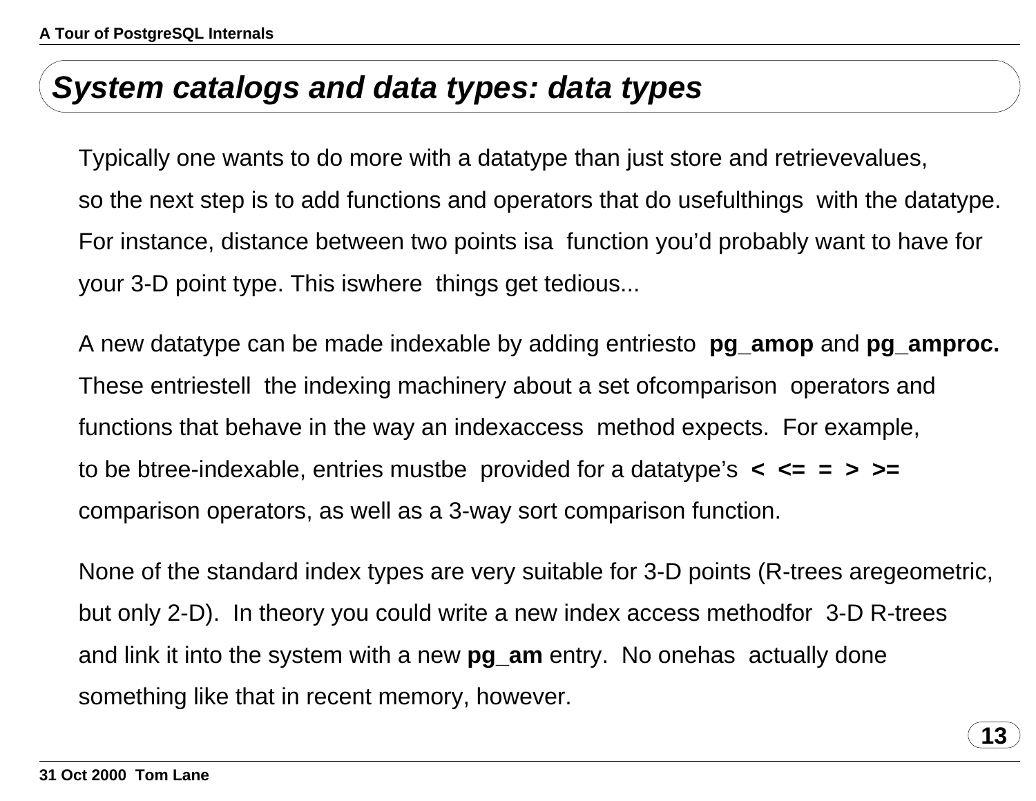# *System catalogs and data types: data types*

Typically one wants to do more with a datatype than just store and retrievevalues, so the next step is to add functions and operators that do usefulthings with the datatype. For instance, distance between two points isa function you'd probably want to have for your 3-D point type. This iswhere things get tedious...

A new datatype can be made indexable by adding entriesto **pg_amop** and **pg_amproc.** These entriestell the indexing machinery about a set ofcomparison operators and functions that behave in the way an indexaccess method expects. For example, to be btree-indexable, entries mustbe provided for a datatype's **`< <= = > >=`** comparison operators, as well as a 3-way sort comparison function.

None of the standard index types are very suitable for 3-D points (R-trees aregeometric, but only 2-D). In theory you could write a new index access methodfor 3-D R-trees and link it into the system with a new **pg_am** entry. No onehas actually done something like that in recent memory, however.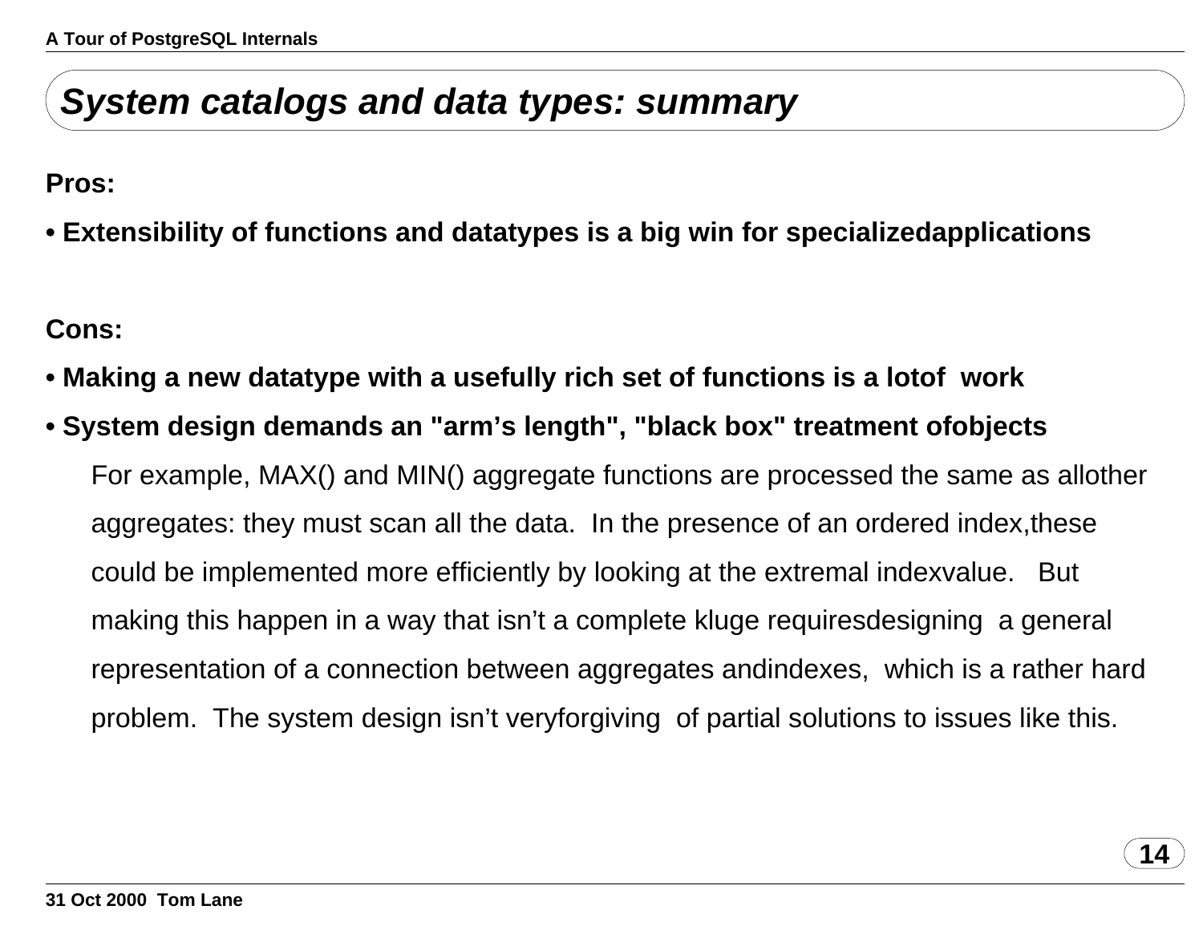## *System catalogs and data types: summary*

**Pros:**

**• Extensibility of functions and datatypes is a big win for specializedapplications**

**Cons:**

**• Making a new datatype with a usefully rich set of functions is a lotof work**

**• System design demands an "arm’s length", "black box" treatment ofobjects**

For example, MAX() and MIN() aggregate functions are processed the same as allother aggregates: they must scan all the data. In the presence of an ordered index,these could be implemented more efficiently by looking at the extremal indexvalue. But making this happen in a way that isn’t a complete kluge requiresdesigning a general representation of a connection between aggregates andindexes, which is a rather hard problem. The system design isn’t veryforgiving of partial solutions to issues like this.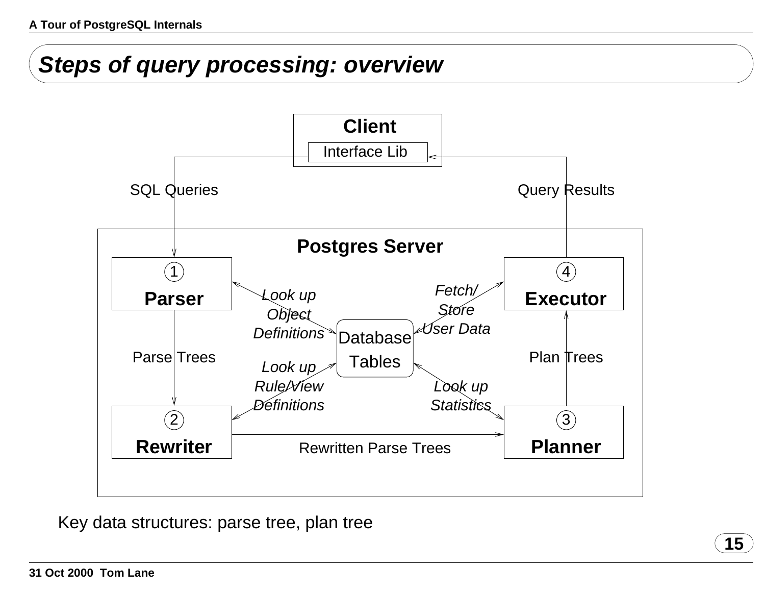## Steps of query processing: overview

Client

Interface Lib

SQL Queries

Query Results

Postgres Server

1 Parser

2 Rewriter

3 Planner

4 Executor

Parse Trees

Rewritten Parse Trees

Plan Trees

Database Tables

*Look up Object Definitions*

*Look up Rule/View Definitions*

*Look up Statistics*

*Fetch/ Store User Data*

Key data structures: parse tree, plan tree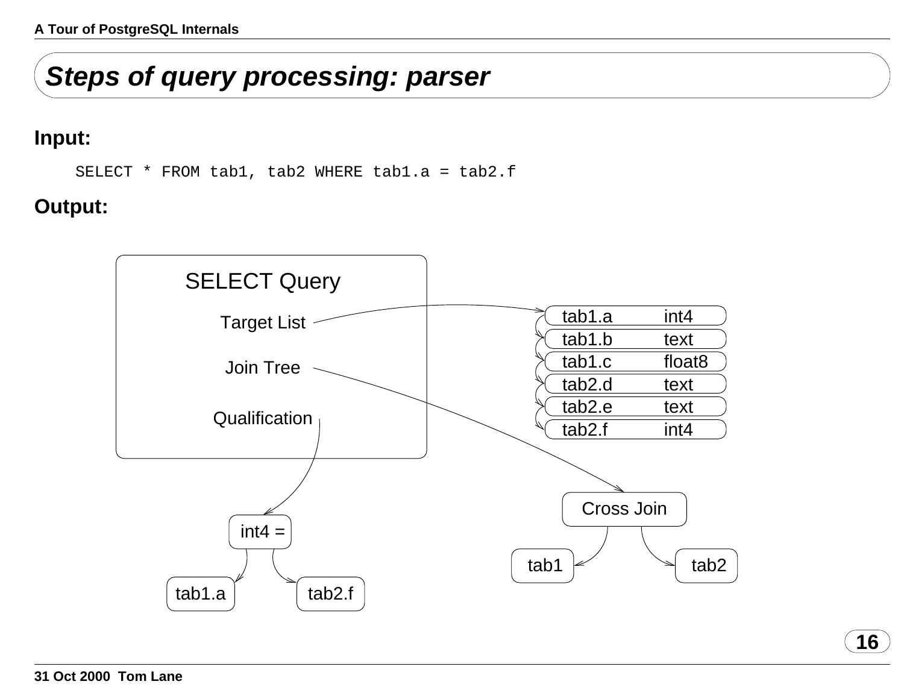# Steps of query processing: parser

**Input:**

```
SELECT * FROM tab1, tab2 WHERE tab1.a = tab2.f
```

**Output:**

SELECT Query

Target List

Join Tree

Qualification

| | |
|---|---|
| tab1.a | int4 |
| tab1.b | text |
| tab1.c | float8 |
| tab2.d | text |
| tab2.e | text |
| tab2.f | int4 |

Cross Join

tab1 tab2

int4 =

tab1.a tab2.f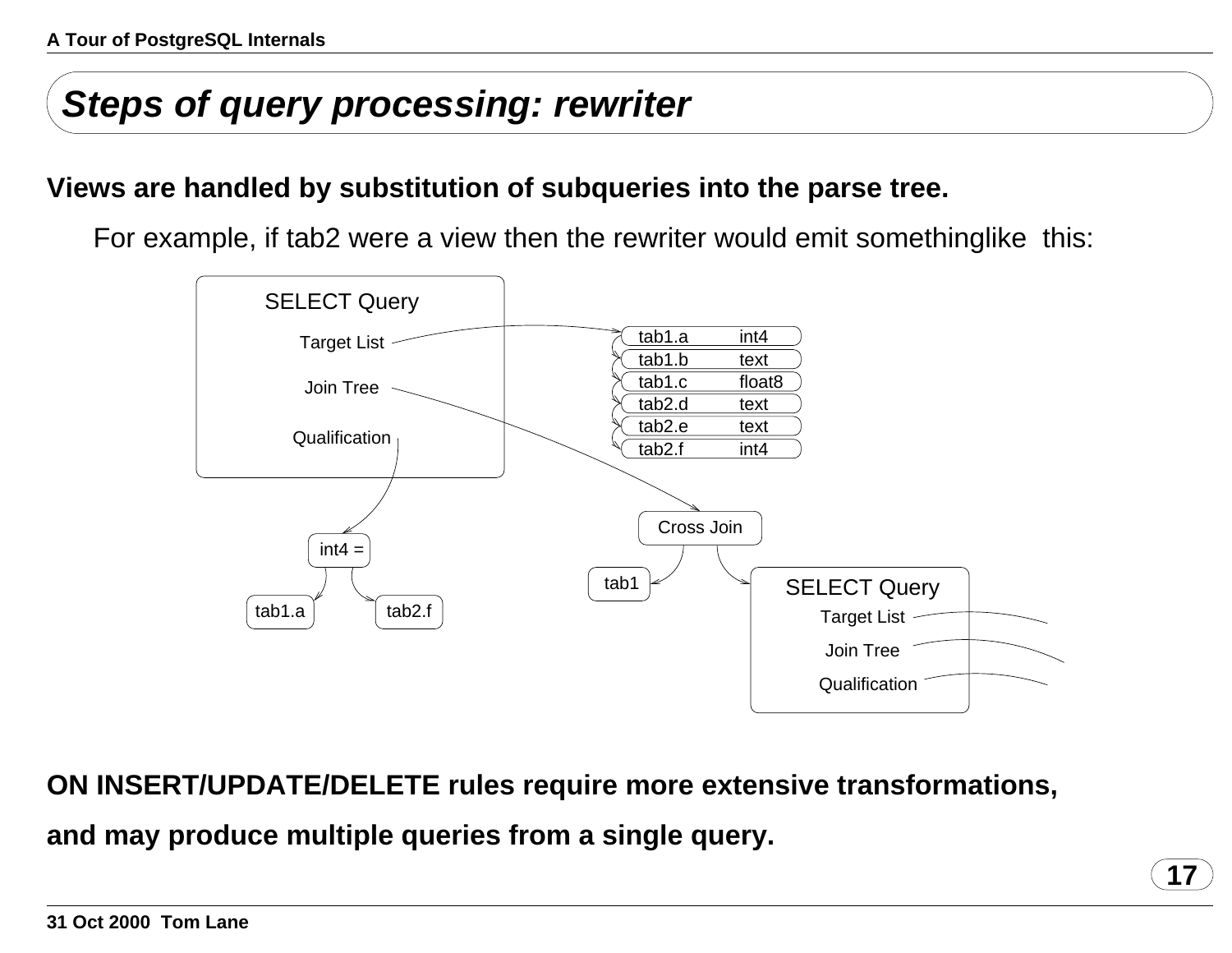## *Steps of query processing: rewriter*

**Views are handled by substitution of subqueries into the parse tree.**

For example, if tab2 were a view then the rewriter would emit somethinglike this:

```
SELECT Query
  Target List   -> tab1.a  int4
                   tab1.b  text
                   tab1.c  float8
                   tab2.d  text
                   tab2.e  text
                   tab2.f  int4
  Join Tree     -> Cross Join
                     tab1
                     SELECT Query
                       Target List
                       Join Tree
                       Qualification
  Qualification -> int4 =
                     tab1.a
                     tab2.f
```

**ON INSERT/UPDATE/DELETE rules require more extensive transformations, and may produce multiple queries from a single query.**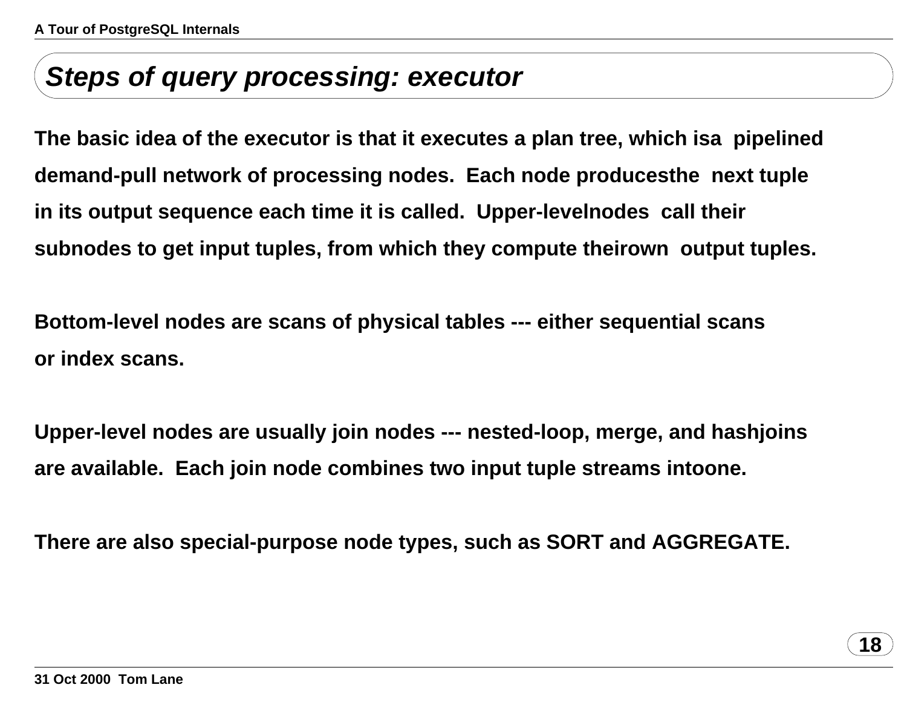## *Steps of query processing: executor*

**The basic idea of the executor is that it executes a plan tree, which isa pipelined demand-pull network of processing nodes. Each node producesthe next tuple in its output sequence each time it is called. Upper-levelnodes call their subnodes to get input tuples, from which they compute theirown output tuples.**

**Bottom-level nodes are scans of physical tables --- either sequential scans or index scans.**

**Upper-level nodes are usually join nodes --- nested-loop, merge, and hashjoins are available. Each join node combines two input tuple streams intoone.**

**There are also special-purpose node types, such as SORT and AGGREGATE.**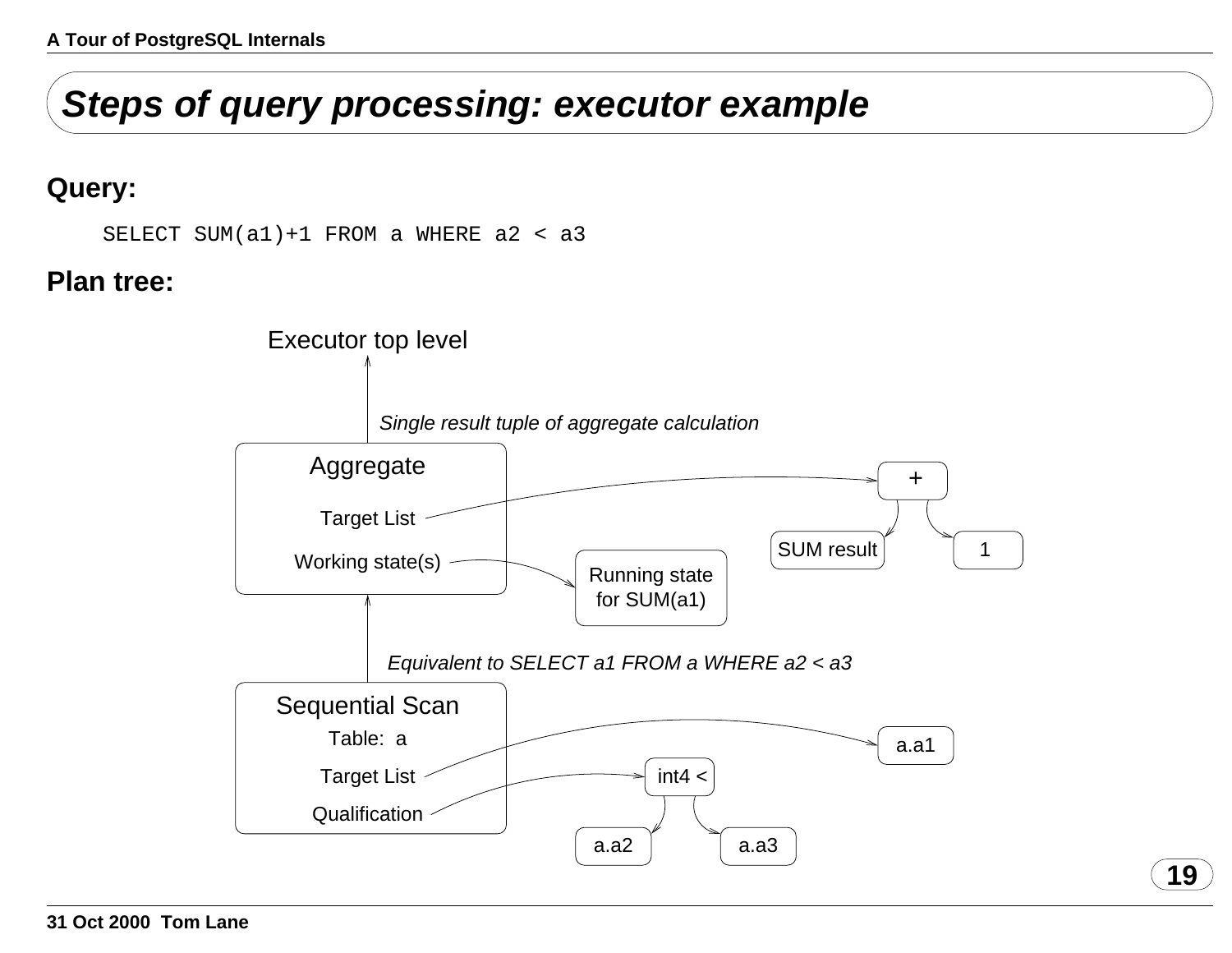# Steps of query processing: executor example

**Query:**

```
SELECT SUM(a1)+1 FROM a WHERE a2 < a3
```

**Plan tree:**

Executor top level

*Single result tuple of aggregate calculation*

Aggregate

Target List → + (SUM result, 1)

Working state(s) → Running state for SUM(a1)

*Equivalent to SELECT a1 FROM a WHERE a2 < a3*

Sequential Scan

Table: a

Target List → a.a1

Qualification → int4 < (a.a2, a.a3)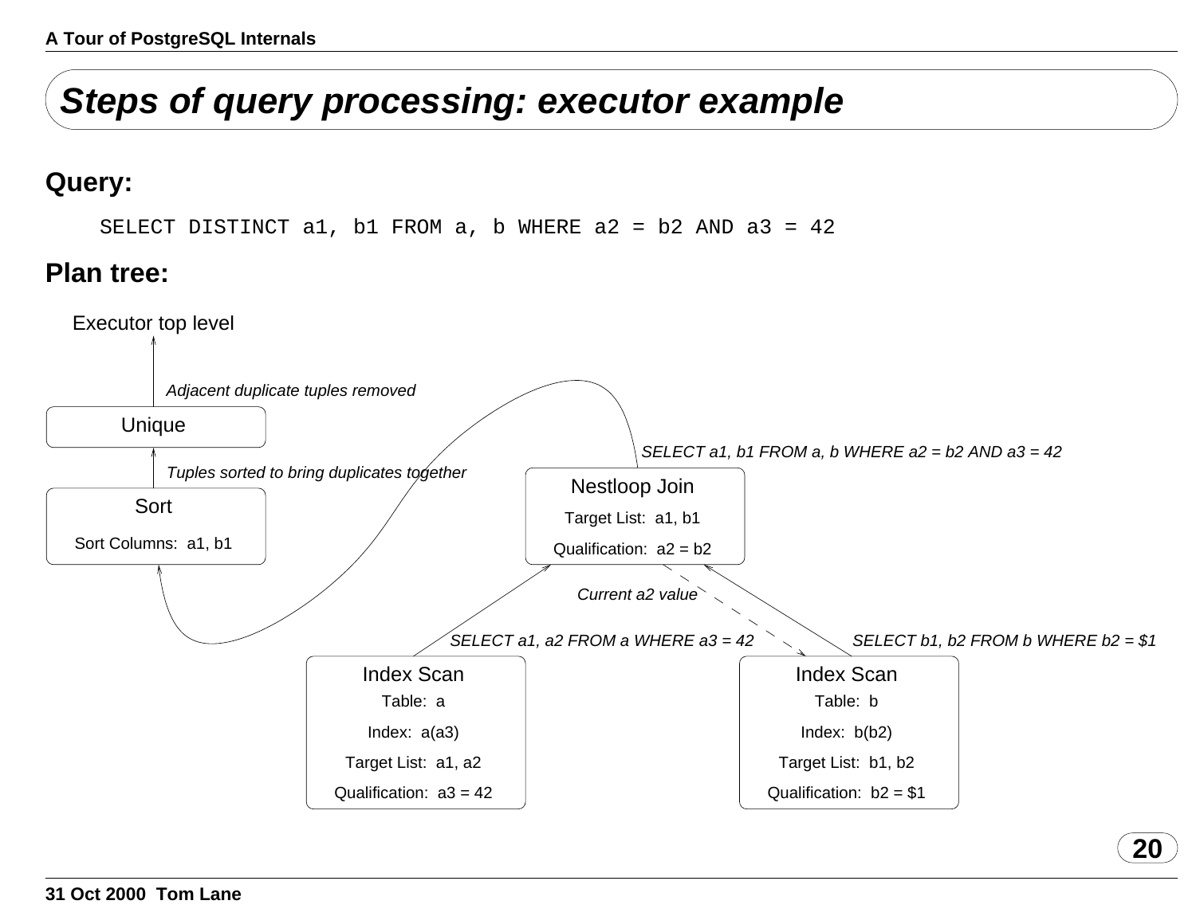# Steps of query processing: executor example

## Query:

```
SELECT DISTINCT a1, b1 FROM a, b WHERE a2 = b2 AND a3 = 42
```

## Plan tree:

Executor top level

*Adjacent duplicate tuples removed*

Unique

*Tuples sorted to bring duplicates together*

Sort

Sort Columns: a1, b1

*SELECT a1, b1 FROM a, b WHERE a2 = b2 AND a3 = 42*

Nestloop Join

Target List: a1, b1

Qualification: a2 = b2

*Current a2 value*

*SELECT a1, a2 FROM a WHERE a3 = 42*

Index Scan

Table: a

Index: a(a3)

Target List: a1, a2

Qualification: a3 = 42

*SELECT b1, b2 FROM b WHERE b2 = $1*

Index Scan

Table: b

Index: b(b2)

Target List: b1, b2

Qualification: b2 = $1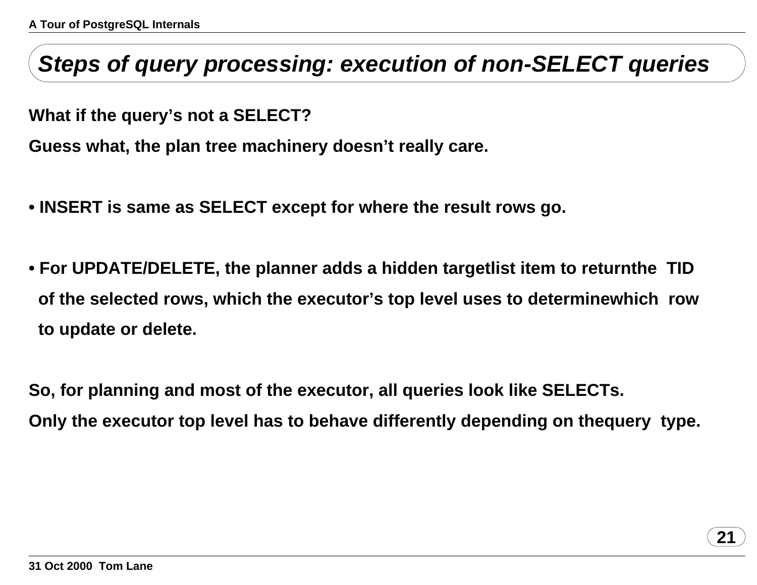# Steps of query processing: execution of non-SELECT queries

**What if the query's not a SELECT?**

**Guess what, the plan tree machinery doesn't really care.**

- **INSERT is same as SELECT except for where the result rows go.**

- **For UPDATE/DELETE, the planner adds a hidden targetlist item to returnthe TID of the selected rows, which the executor's top level uses to determinewhich row to update or delete.**

**So, for planning and most of the executor, all queries look like SELECTs.**

**Only the executor top level has to behave differently depending on thequery type.**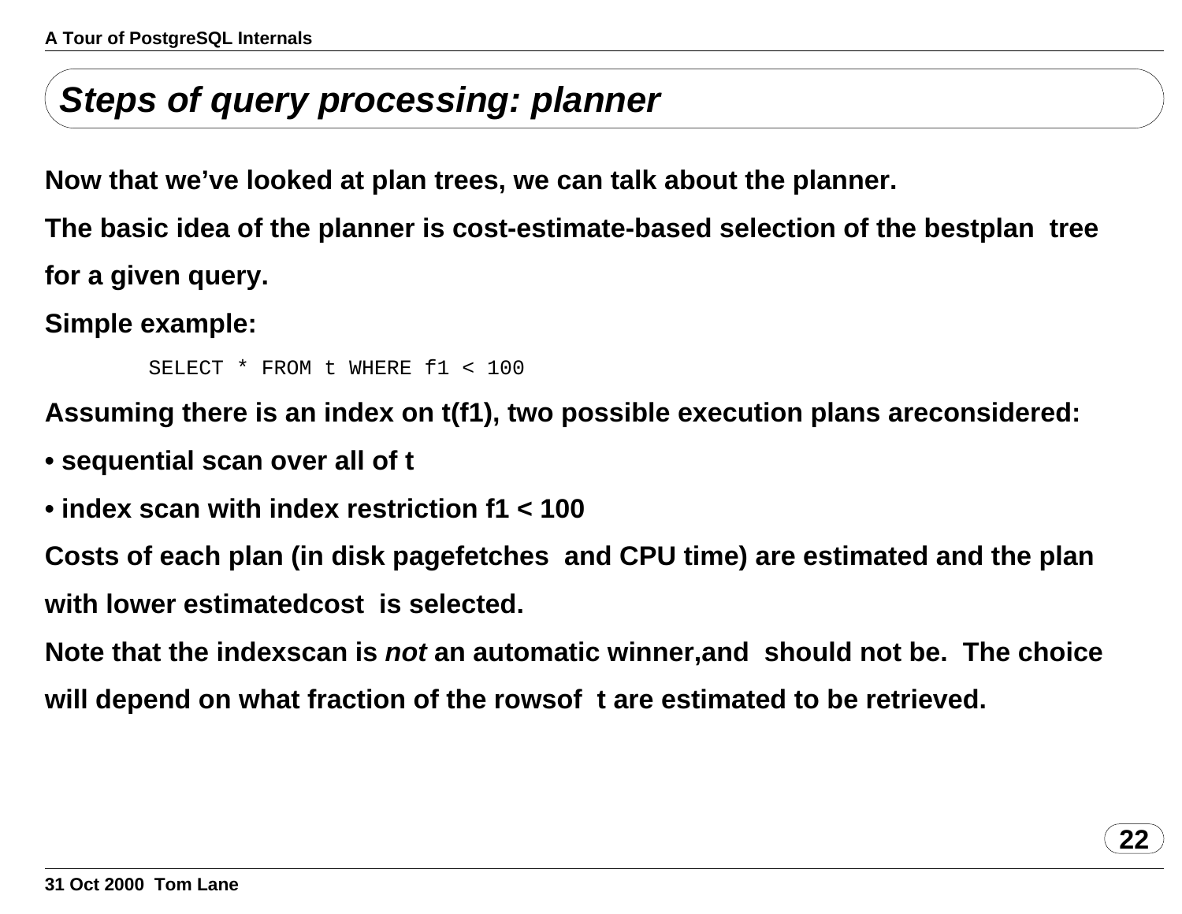# Steps of query processing: planner

**Now that we've looked at plan trees, we can talk about the planner.**

**The basic idea of the planner is cost-estimate-based selection of the bestplan tree for a given query.**

**Simple example:**

```
SELECT * FROM t WHERE f1 < 100
```

**Assuming there is an index on t(f1), two possible execution plans areconsidered:**

- **sequential scan over all of t**
- **index scan with index restriction f1 < 100**

**Costs of each plan (in disk pagefetches and CPU time) are estimated and the plan with lower estimatedcost is selected.**

**Note that the indexscan is *not* an automatic winner,and should not be. The choice will depend on what fraction of the rowsof t are estimated to be retrieved.**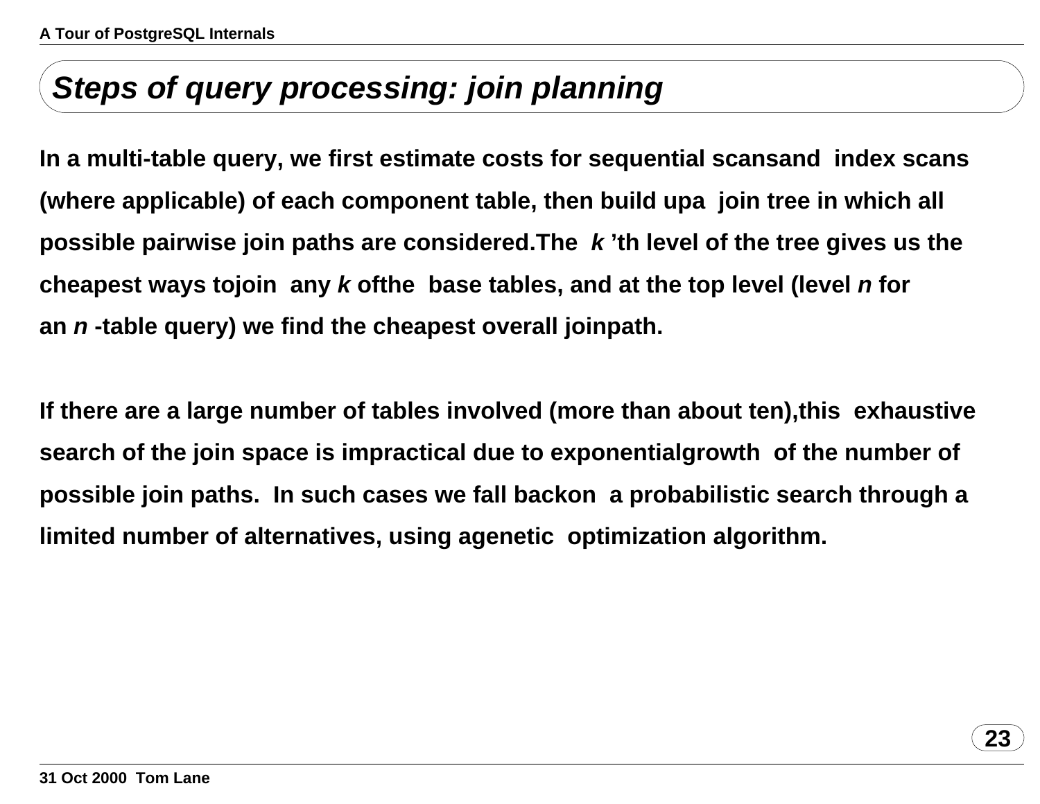## *Steps of query processing: join planning*

**In a multi-table query, we first estimate costs for sequential scansand index scans (where applicable) of each component table, then build upa join tree in which all possible pairwise join paths are considered.The *k* 'th level of the tree gives us the cheapest ways tojoin any *k* ofthe base tables, and at the top level (level *n* for an *n* -table query) we find the cheapest overall joinpath.**

**If there are a large number of tables involved (more than about ten),this exhaustive search of the join space is impractical due to exponentialgrowth of the number of possible join paths. In such cases we fall backon a probabilistic search through a limited number of alternatives, using agenetic optimization algorithm.**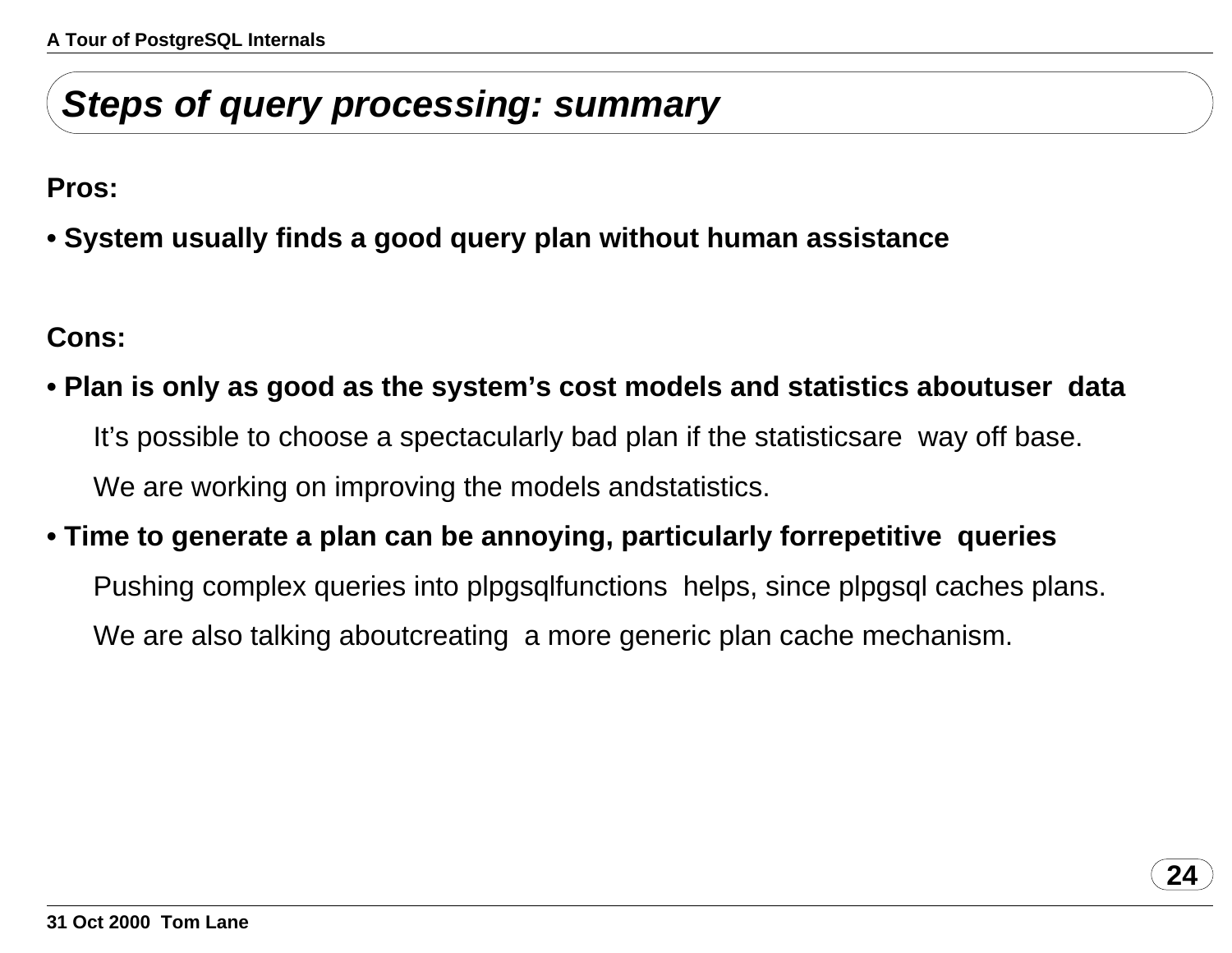## *Steps of query processing: summary*

**Pros:**

- **System usually finds a good query plan without human assistance**

**Cons:**

- **Plan is only as good as the system's cost models and statistics aboutuser data**

  It's possible to choose a spectacularly bad plan if the statisticsare way off base.

  We are working on improving the models andstatistics.

- **Time to generate a plan can be annoying, particularly forrepetitive queries**

  Pushing complex queries into plpgsqlfunctions helps, since plpgsql caches plans.

  We are also talking aboutcreating a more generic plan cache mechanism.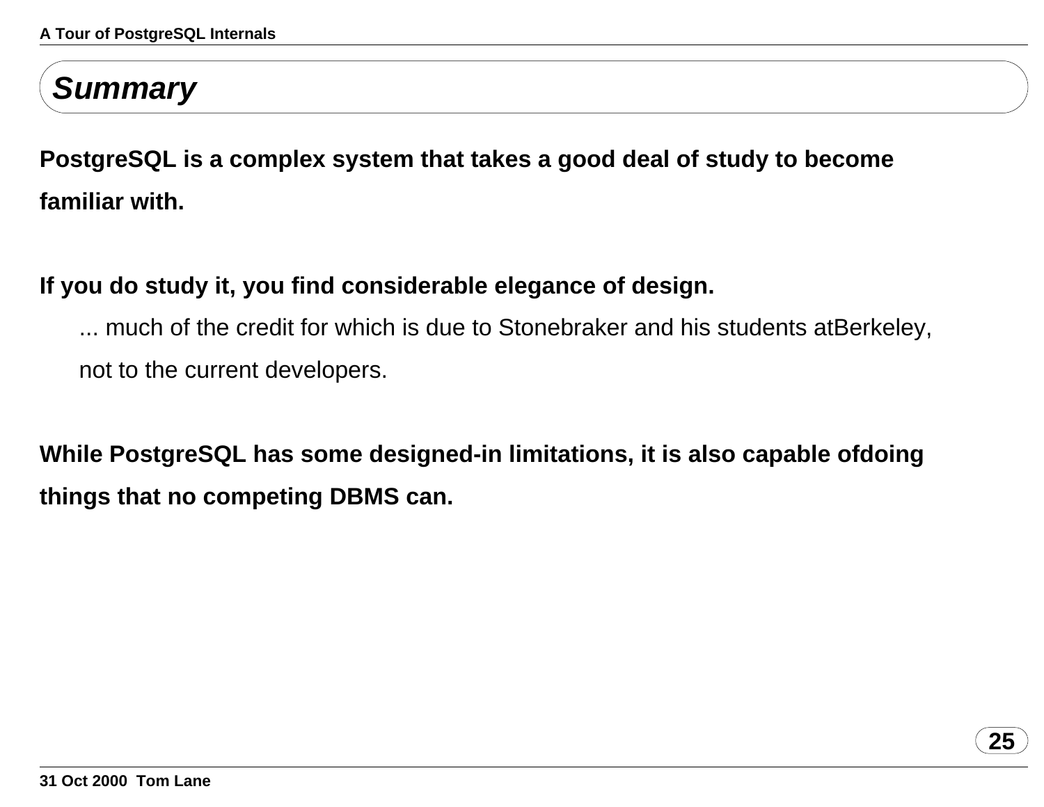# *Summary*

**PostgreSQL is a complex system that takes a good deal of study to become familiar with.**

**If you do study it, you find considerable elegance of design.**

... much of the credit for which is due to Stonebraker and his students atBerkeley, not to the current developers.

**While PostgreSQL has some designed-in limitations, it is also capable ofdoing things that no competing DBMS can.**